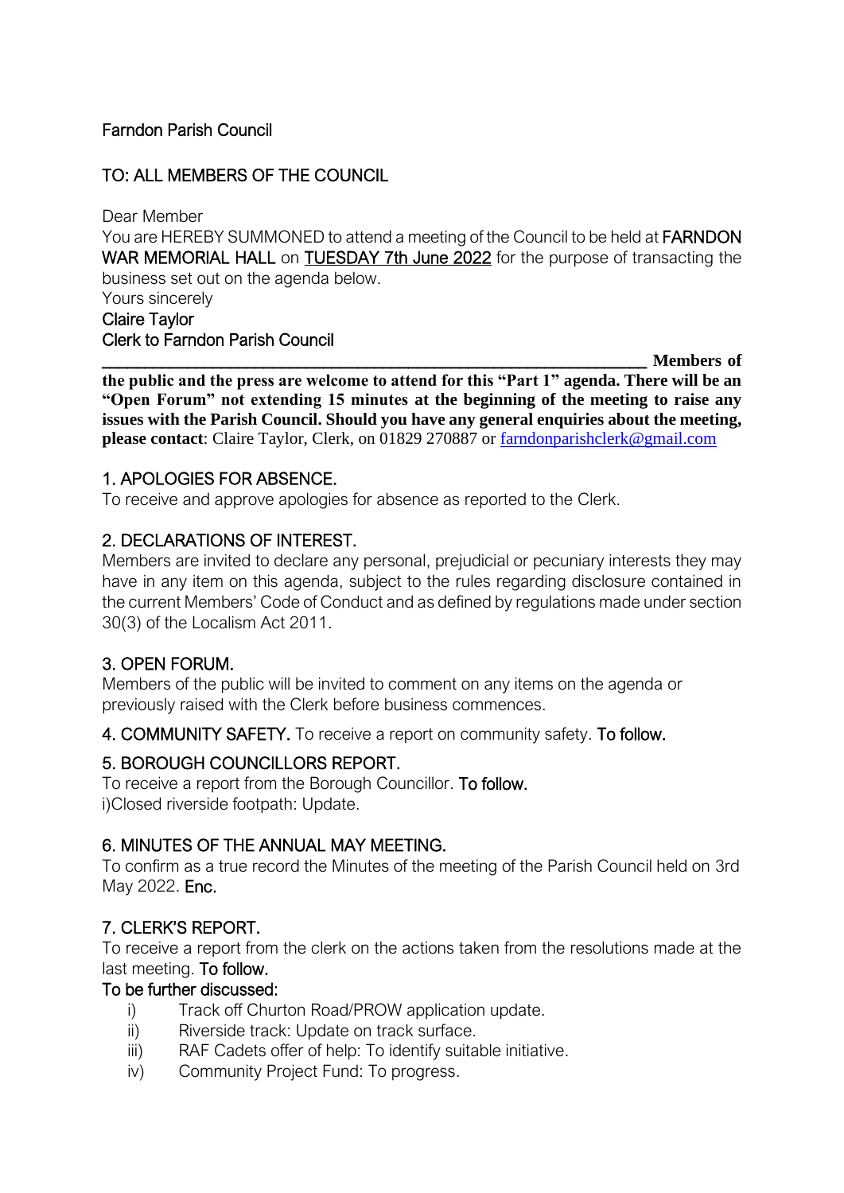Farndon Parish Council

TO: ALL MEMBERS OF THE COUNCIL

Dear Member

You are HEREBY SUMMONED to attend a meeting of the Council to be held at FARNDON WAR MEMORIAL HALL on TUESDAY 7th June 2022 for the purpose of transacting the business set out on the agenda below.

Yours sincerely

Claire Taylor
Clerk to Farndon Parish Council

---

**Members of the public and the press are welcome to attend for this "Part 1" agenda. There will be an "Open Forum" not extending 15 minutes at the beginning of the meeting to raise any issues with the Parish Council. Should you have any general enquiries about the meeting, please contact**: Claire Taylor, Clerk, on 01829 270887 or farndonparishclerk@gmail.com

## 1. APOLOGIES FOR ABSENCE.

To receive and approve apologies for absence as reported to the Clerk.

## 2. DECLARATIONS OF INTEREST.

Members are invited to declare any personal, prejudicial or pecuniary interests they may have in any item on this agenda, subject to the rules regarding disclosure contained in the current Members' Code of Conduct and as defined by regulations made under section 30(3) of the Localism Act 2011.

## 3. OPEN FORUM.

Members of the public will be invited to comment on any items on the agenda or previously raised with the Clerk before business commences.

## 4. COMMUNITY SAFETY.

To receive a report on community safety. To follow.

## 5. BOROUGH COUNCILLORS REPORT.

To receive a report from the Borough Councillor. To follow.

i)Closed riverside footpath: Update.

## 6. MINUTES OF THE ANNUAL MAY MEETING.

To confirm as a true record the Minutes of the meeting of the Parish Council held on 3rd May 2022. Enc.

## 7. CLERK'S REPORT.

To receive a report from the clerk on the actions taken from the resolutions made at the last meeting. To follow.

To be further discussed:

- i) Track off Churton Road/PROW application update.
- ii) Riverside track: Update on track surface.
- iii) RAF Cadets offer of help: To identify suitable initiative.
- iv) Community Project Fund: To progress.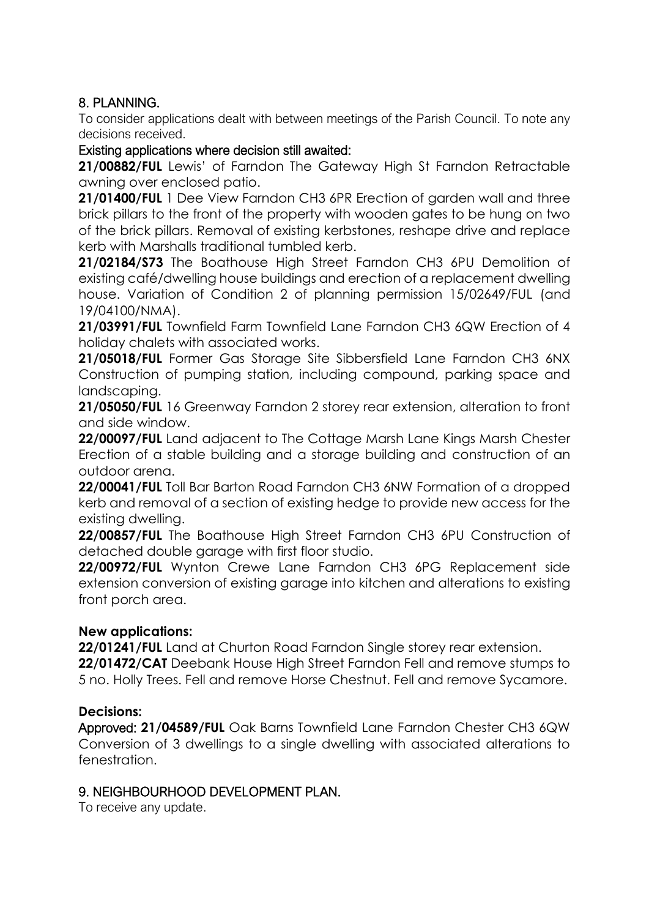## 8. PLANNING.

To consider applications dealt with between meetings of the Parish Council. To note any decisions received.

### Existing applications where decision still awaited:

**21/00882/FUL** Lewis' of Farndon The Gateway High St Farndon Retractable awning over enclosed patio.

**21/01400/FUL** 1 Dee View Farndon CH3 6PR Erection of garden wall and three brick pillars to the front of the property with wooden gates to be hung on two of the brick pillars. Removal of existing kerbstones, reshape drive and replace kerb with Marshalls traditional tumbled kerb.

**21/02184/S73** The Boathouse High Street Farndon CH3 6PU Demolition of existing café/dwelling house buildings and erection of a replacement dwelling house. Variation of Condition 2 of planning permission 15/02649/FUL (and 19/04100/NMA).

**21/03991/FUL** Townfield Farm Townfield Lane Farndon CH3 6QW Erection of 4 holiday chalets with associated works.

**21/05018/FUL** Former Gas Storage Site Sibbersfield Lane Farndon CH3 6NX Construction of pumping station, including compound, parking space and landscaping.

**21/05050/FUL** 16 Greenway Farndon 2 storey rear extension, alteration to front and side window.

**22/00097/FUL** Land adjacent to The Cottage Marsh Lane Kings Marsh Chester Erection of a stable building and a storage building and construction of an outdoor arena.

**22/00041/FUL** Toll Bar Barton Road Farndon CH3 6NW Formation of a dropped kerb and removal of a section of existing hedge to provide new access for the existing dwelling.

**22/00857/FUL** The Boathouse High Street Farndon CH3 6PU Construction of detached double garage with first floor studio.

**22/00972/FUL** Wynton Crewe Lane Farndon CH3 6PG Replacement side extension conversion of existing garage into kitchen and alterations to existing front porch area.

### New applications:

**22/01241/FUL** Land at Churton Road Farndon Single storey rear extension.

**22/01472/CAT** Deebank House High Street Farndon Fell and remove stumps to 5 no. Holly Trees. Fell and remove Horse Chestnut. Fell and remove Sycamore.

### Decisions:

Approved: **21/04589/FUL** Oak Barns Townfield Lane Farndon Chester CH3 6QW Conversion of 3 dwellings to a single dwelling with associated alterations to fenestration.

## 9. NEIGHBOURHOOD DEVELOPMENT PLAN.

To receive any update.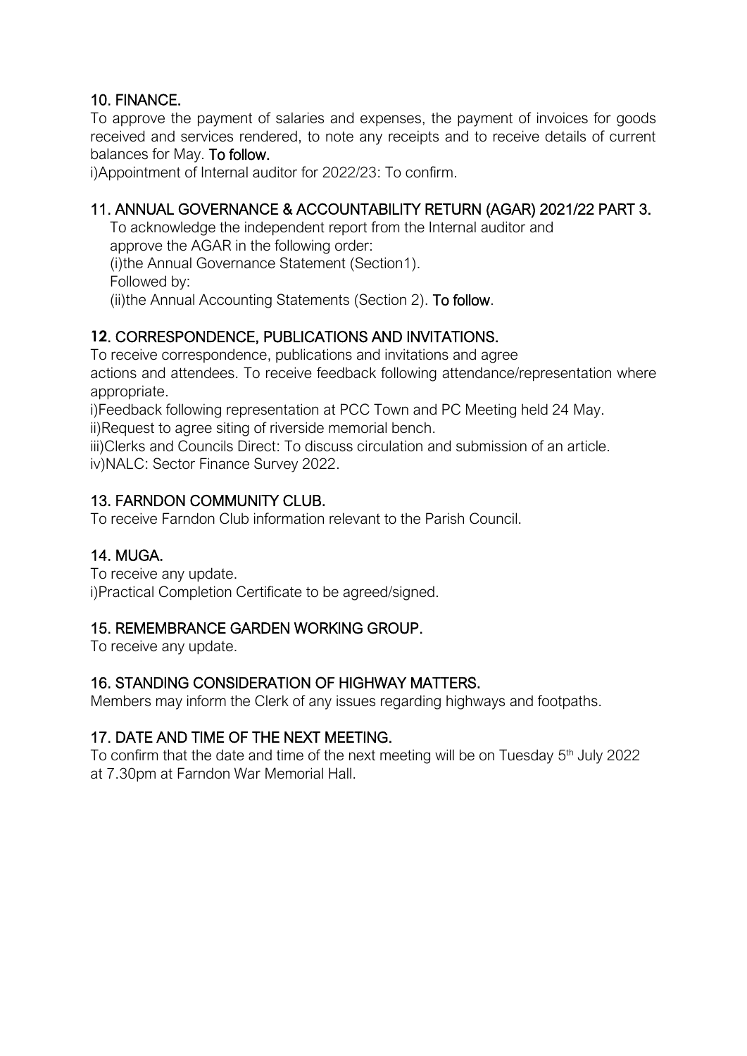## 10. FINANCE.

To approve the payment of salaries and expenses, the payment of invoices for goods received and services rendered, to note any receipts and to receive details of current balances for May. **To follow.**

i)Appointment of Internal auditor for 2022/23: To confirm.

## 11. ANNUAL GOVERNANCE & ACCOUNTABILITY RETURN (AGAR) 2021/22 PART 3.

To acknowledge the independent report from the Internal auditor and approve the AGAR in the following order:

(i)the Annual Governance Statement (Section1).

Followed by:

(ii)the Annual Accounting Statements (Section 2). **To follow**.

## 12. CORRESPONDENCE, PUBLICATIONS AND INVITATIONS.

To receive correspondence, publications and invitations and agree actions and attendees. To receive feedback following attendance/representation where appropriate.

i)Feedback following representation at PCC Town and PC Meeting held 24 May.

ii)Request to agree siting of riverside memorial bench.

iii)Clerks and Councils Direct: To discuss circulation and submission of an article.

iv)NALC: Sector Finance Survey 2022.

## 13. FARNDON COMMUNITY CLUB.

To receive Farndon Club information relevant to the Parish Council.

## 14. MUGA.

To receive any update.

i)Practical Completion Certificate to be agreed/signed.

## 15. REMEMBRANCE GARDEN WORKING GROUP.

To receive any update.

## 16. STANDING CONSIDERATION OF HIGHWAY MATTERS.

Members may inform the Clerk of any issues regarding highways and footpaths.

## 17. DATE AND TIME OF THE NEXT MEETING.

To confirm that the date and time of the next meeting will be on Tuesday 5th July 2022 at 7.30pm at Farndon War Memorial Hall.